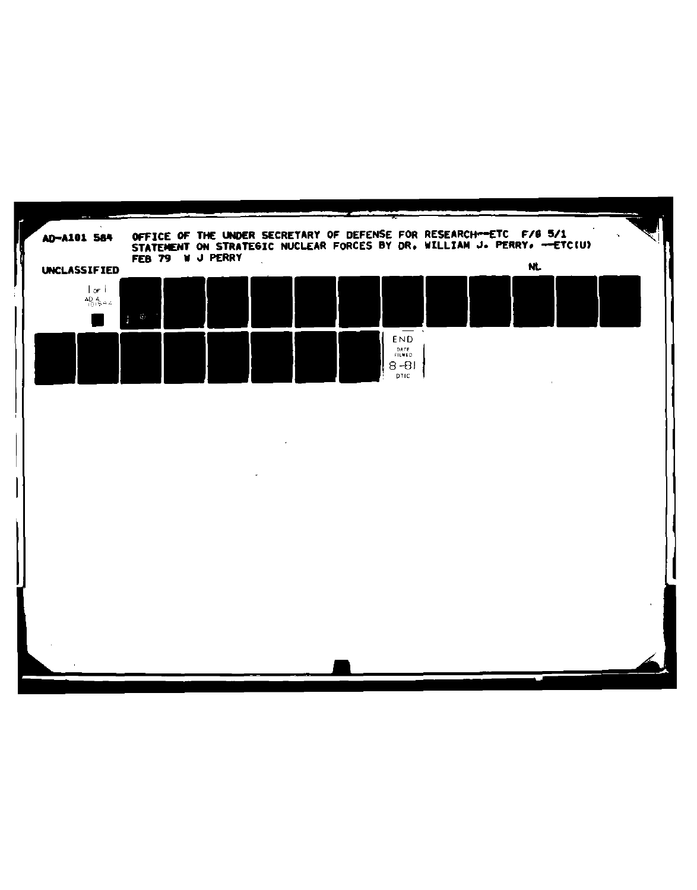AD-A101 584 OFFICE OF THE UNDER SECRETARY OF DEFENSE FOR RESEARCH--ETC F/G 5/1
STATEMENT ON STRATEGIC NUCLEAR FORCES BY DR. WILLIAM J. PERRY. --ETC(U)
FEB 79 W J PERRY

UNCLASSIFIED NL

1 OF 1
AD A
101584

END
DATE FILMED
8-81
DTIC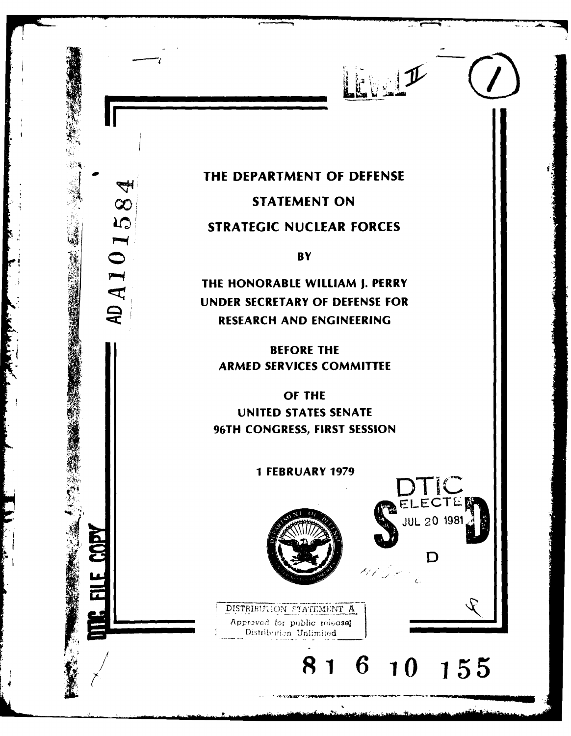LEVEL II

# THE DEPARTMENT OF DEFENSE

# STATEMENT ON

# STRATEGIC NUCLEAR FORCES

**BY**

**THE HONORABLE WILLIAM J. PERRY**
**UNDER SECRETARY OF DEFENSE FOR**
**RESEARCH AND ENGINEERING**

**BEFORE THE**
**ARMED SERVICES COMMITTEE**

**OF THE**
**UNITED STATES SENATE**
**96TH CONGRESS, FIRST SESSION**

**1 FEBRUARY 1979**

AD A101584

DTIC FILE COPY

DTIC ELECTE JUL 20 1981 D

DISTRIBUTION STATEMENT A
Approved for public release;
Distribution Unlimited

81 6 10 155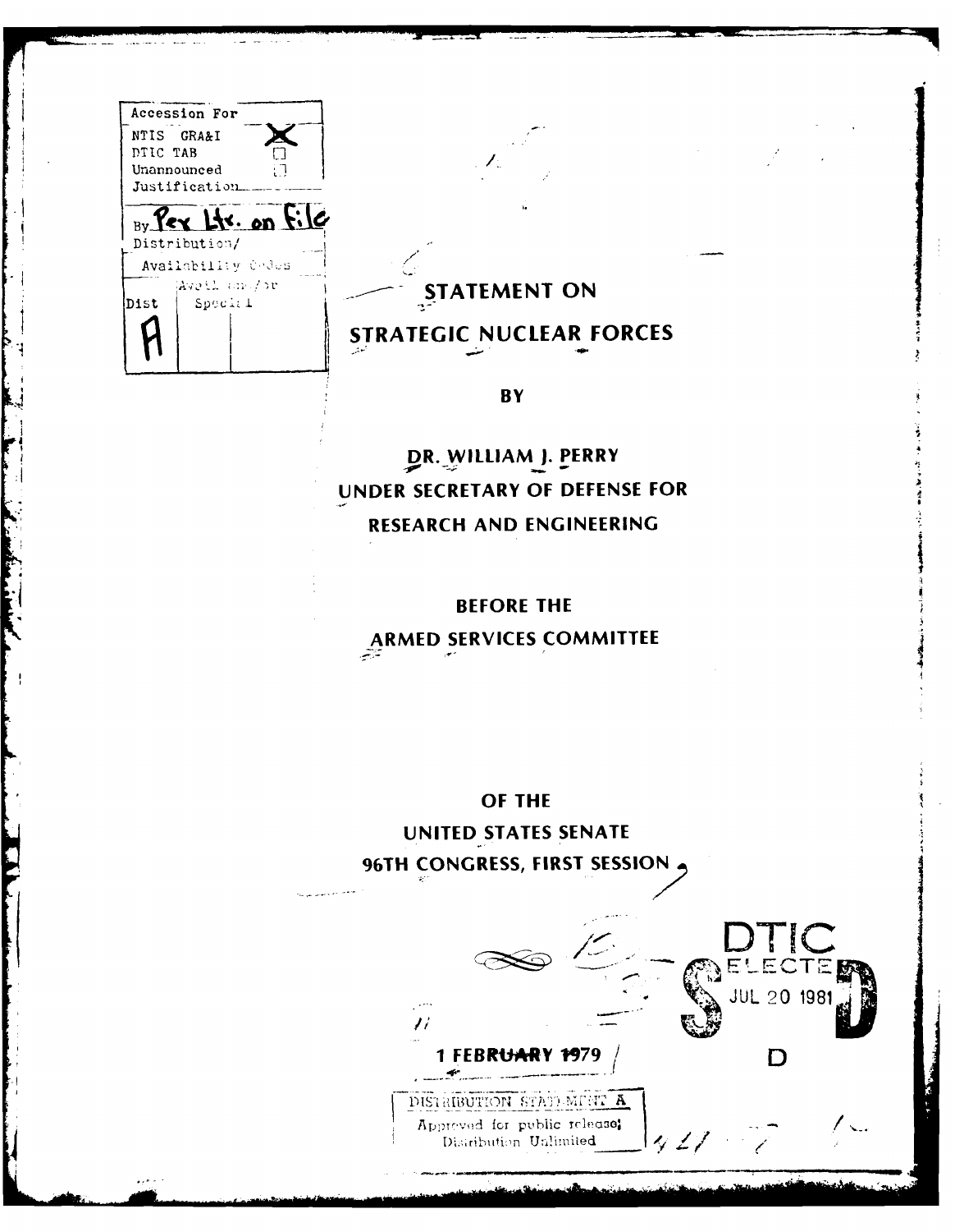| Accession For | |
|---|---|
| NTIS GRA&I | X |
| DTIC TAB | ☐ |
| Unannounced | ☐ |
| Justification | |
| By Per Ltr. on File | |
| Distribution/ | |
| Availability Codes | |
| Dist | Avail and/or Special |
| A | |

# STATEMENT ON STRATEGIC NUCLEAR FORCES

BY

DR. WILLIAM J. PERRY
UNDER SECRETARY OF DEFENSE FOR
RESEARCH AND ENGINEERING

BEFORE THE
ARMED SERVICES COMMITTEE

OF THE
UNITED STATES SENATE
96TH CONGRESS, FIRST SESSION

DTIC
ELECTE
JUL 20 1981
D

1 FEBRUARY 1979

DISTRIBUTION STATEMENT A
Approved for public release;
Distribution Unlimited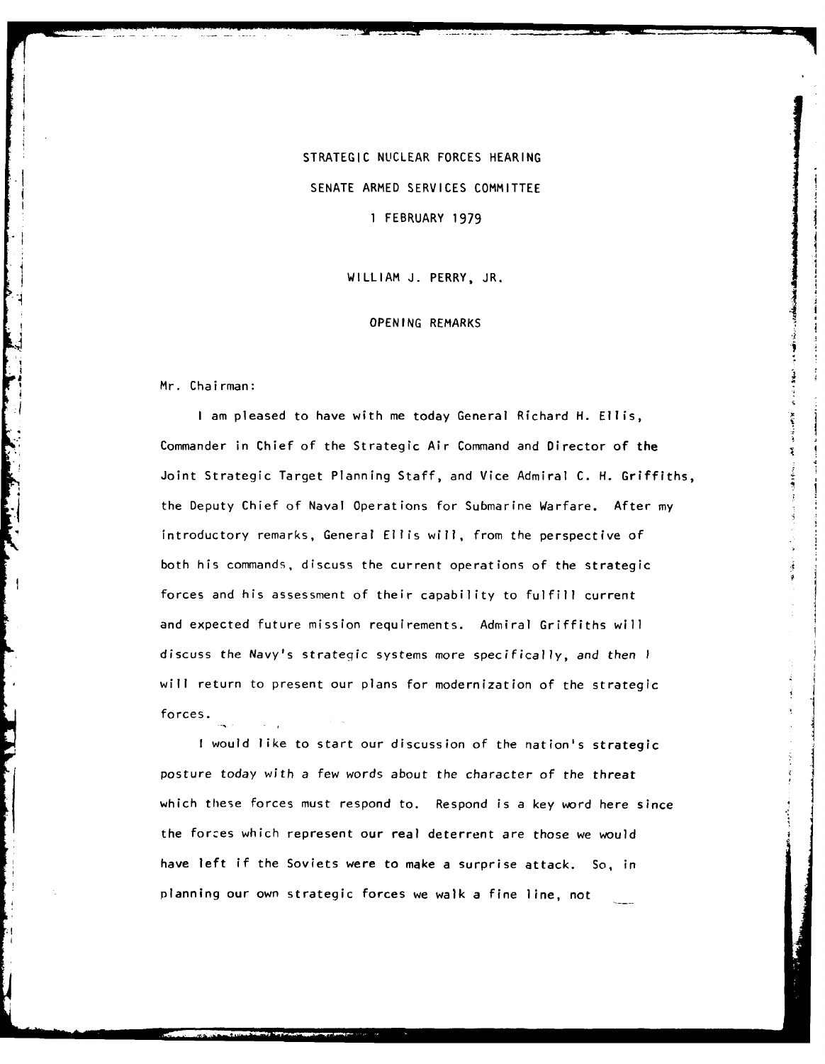STRATEGIC NUCLEAR FORCES HEARING

SENATE ARMED SERVICES COMMITTEE

1 FEBRUARY 1979

WILLIAM J. PERRY, JR.

OPENING REMARKS

Mr. Chairman:

I am pleased to have with me today General Richard H. Ellis, Commander in Chief of the Strategic Air Command and Director of the Joint Strategic Target Planning Staff, and Vice Admiral C. H. Griffiths, the Deputy Chief of Naval Operations for Submarine Warfare. After my introductory remarks, General Ellis will, from the perspective of both his commands, discuss the current operations of the strategic forces and his assessment of their capability to fulfill current and expected future mission requirements. Admiral Griffiths will discuss the Navy's strategic systems more specifically, and then I will return to present our plans for modernization of the strategic forces.

I would like to start our discussion of the nation's strategic posture today with a few words about the character of the threat which these forces must respond to. Respond is a key word here since the forces which represent our real deterrent are those we would have left if the Soviets were to make a surprise attack. So, in planning our own strategic forces we walk a fine line, not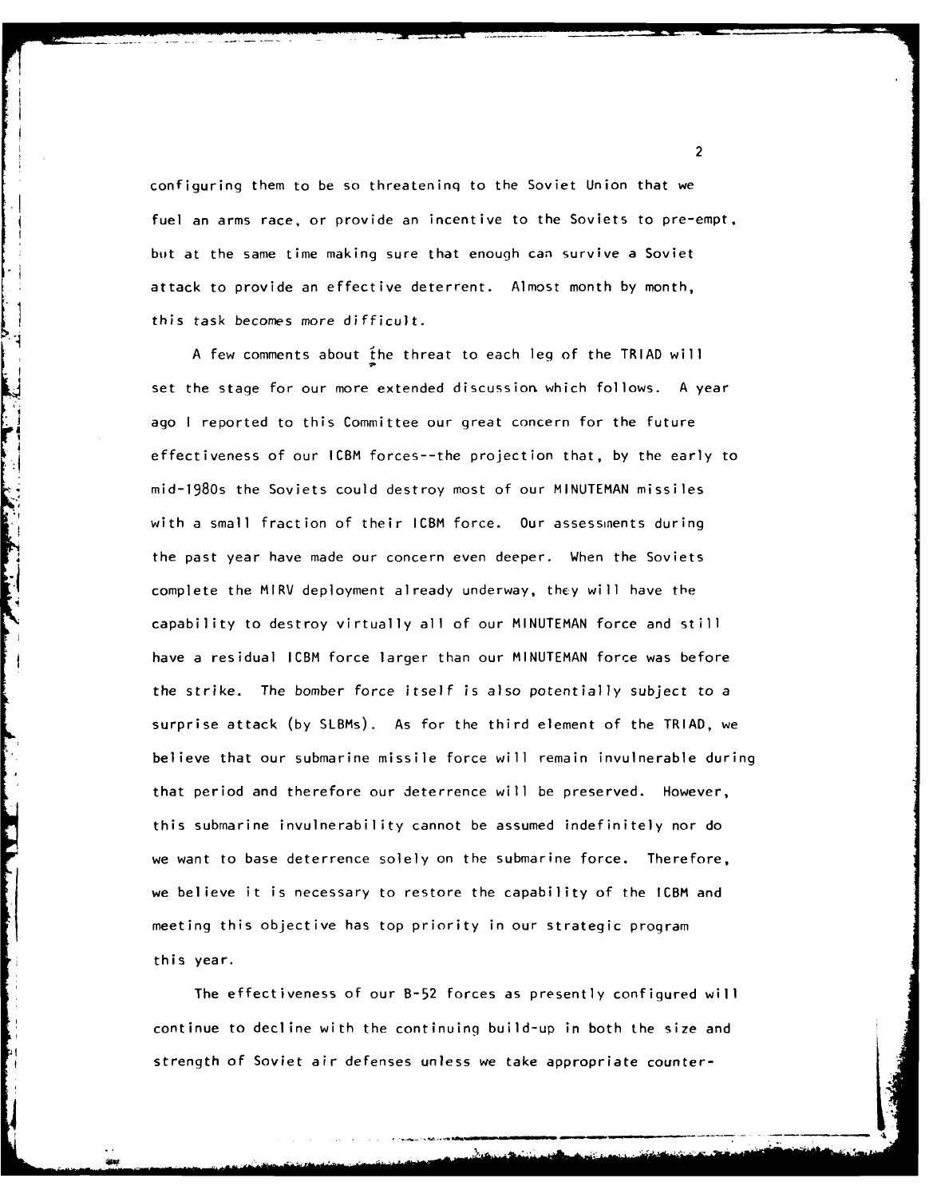configuring them to be so threatening to the Soviet Union that we fuel an arms race, or provide an incentive to the Soviets to pre-empt, but at the same time making sure that enough can survive a Soviet attack to provide an effective deterrent. Almost month by month, this task becomes more difficult.

A few comments about the threat to each leg of the TRIAD will set the stage for our more extended discussion which follows. A year ago I reported to this Committee our great concern for the future effectiveness of our ICBM forces--the projection that, by the early to mid-1980s the Soviets could destroy most of our MINUTEMAN missiles with a small fraction of their ICBM force. Our assessments during the past year have made our concern even deeper. When the Soviets complete the MIRV deployment already underway, they will have the capability to destroy virtually all of our MINUTEMAN force and still have a residual ICBM force larger than our MINUTEMAN force was before the strike. The bomber force itself is also potentially subject to a surprise attack (by SLBMs). As for the third element of the TRIAD, we believe that our submarine missile force will remain invulnerable during that period and therefore our deterrence will be preserved. However, this submarine invulnerability cannot be assumed indefinitely nor do we want to base deterrence solely on the submarine force. Therefore, we believe it is necessary to restore the capability of the ICBM and meeting this objective has top priority in our strategic program this year.

The effectiveness of our B-52 forces as presently configured will continue to decline with the continuing build-up in both the size and strength of Soviet air defenses unless we take appropriate counter-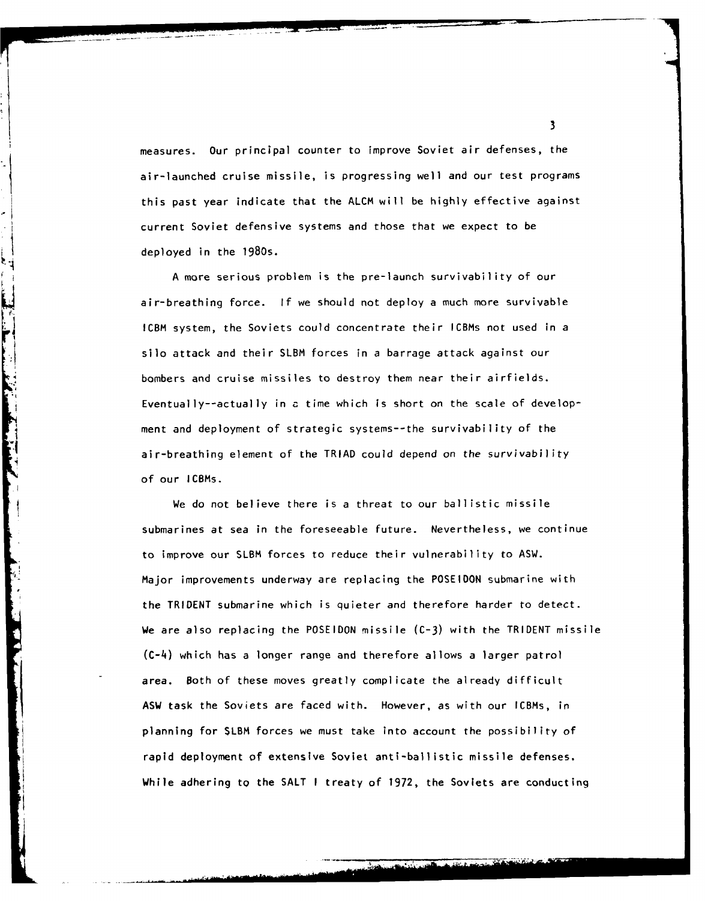measures. Our principal counter to improve Soviet air defenses, the air-launched cruise missile, is progressing well and our test programs this past year indicate that the ALCM will be highly effective against current Soviet defensive systems and those that we expect to be deployed in the 1980s.

A more serious problem is the pre-launch survivability of our air-breathing force. If we should not deploy a much more survivable ICBM system, the Soviets could concentrate their ICBMs not used in a silo attack and their SLBM forces in a barrage attack against our bombers and cruise missiles to destroy them near their airfields. Eventually--actually in a time which is short on the scale of development and deployment of strategic systems--the survivability of the air-breathing element of the TRIAD could depend on the survivability of our ICBMs.

We do not believe there is a threat to our ballistic missile submarines at sea in the foreseeable future. Nevertheless, we continue to improve our SLBM forces to reduce their vulnerability to ASW. Major improvements underway are replacing the POSEIDON submarine with the TRIDENT submarine which is quieter and therefore harder to detect. We are also replacing the POSEIDON missile (C-3) with the TRIDENT missile (C-4) which has a longer range and therefore allows a larger patrol area. Both of these moves greatly complicate the already difficult ASW task the Soviets are faced with. However, as with our ICBMs, in planning for SLBM forces we must take into account the possibility of rapid deployment of extensive Soviet anti-ballistic missile defenses. While adhering to the SALT I treaty of 1972, the Soviets are conducting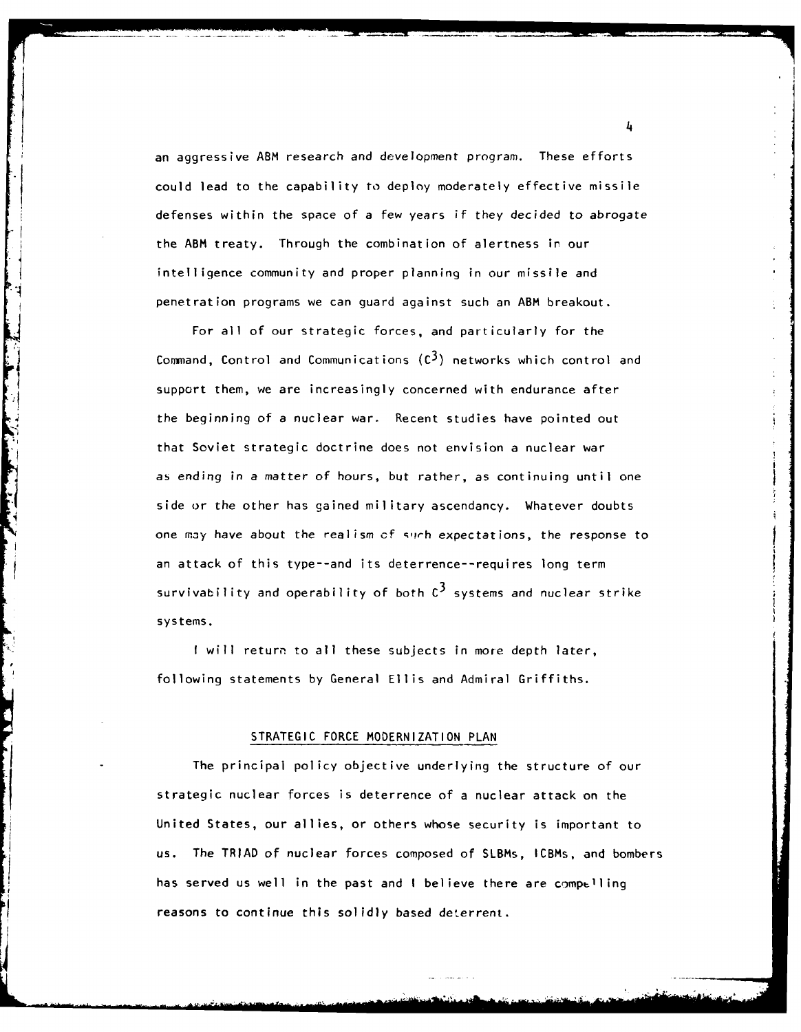an aggressive ABM research and development program. These efforts could lead to the capability to deploy moderately effective missile defenses within the space of a few years if they decided to abrogate the ABM treaty. Through the combination of alertness in our intelligence community and proper planning in our missile and penetration programs we can guard against such an ABM breakout.

For all of our strategic forces, and particularly for the Command, Control and Communications ($C^3$) networks which control and support them, we are increasingly concerned with endurance after the beginning of a nuclear war. Recent studies have pointed out that Soviet strategic doctrine does not envision a nuclear war as ending in a matter of hours, but rather, as continuing until one side or the other has gained military ascendancy. Whatever doubts one may have about the realism of such expectations, the response to an attack of this type--and its deterrence--requires long term survivability and operability of both $C^3$ systems and nuclear strike systems.

I will return to all these subjects in more depth later, following statements by General Ellis and Admiral Griffiths.

## STRATEGIC FORCE MODERNIZATION PLAN

The principal policy objective underlying the structure of our strategic nuclear forces is deterrence of a nuclear attack on the United States, our allies, or others whose security is important to us. The TRIAD of nuclear forces composed of SLBMs, ICBMs, and bombers has served us well in the past and I believe there are compelling reasons to continue this solidly based deterrent.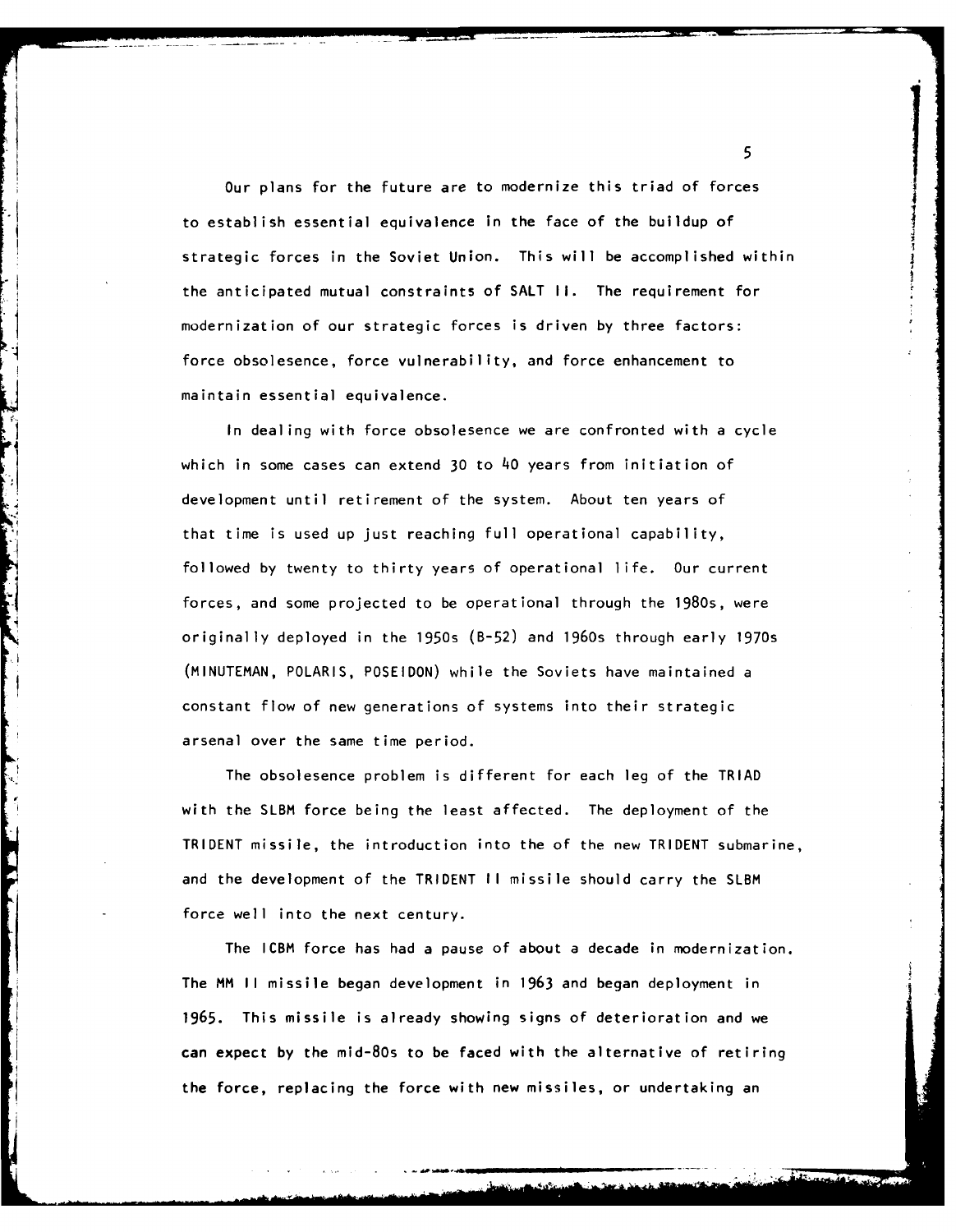Our plans for the future are to modernize this triad of forces to establish essential equivalence in the face of the buildup of strategic forces in the Soviet Union. This will be accomplished within the anticipated mutual constraints of SALT II. The requirement for modernization of our strategic forces is driven by three factors: force obsolesence, force vulnerability, and force enhancement to maintain essential equivalence.

In dealing with force obsolesence we are confronted with a cycle which in some cases can extend 30 to 40 years from initiation of development until retirement of the system. About ten years of that time is used up just reaching full operational capability, followed by twenty to thirty years of operational life. Our current forces, and some projected to be operational through the 1980s, were originally deployed in the 1950s (B-52) and 1960s through early 1970s (MINUTEMAN, POLARIS, POSEIDON) while the Soviets have maintained a constant flow of new generations of systems into their strategic arsenal over the same time period.

The obsolesence problem is different for each leg of the TRIAD with the SLBM force being the least affected. The deployment of the TRIDENT missile, the introduction into the of the new TRIDENT submarine, and the development of the TRIDENT II missile should carry the SLBM force well into the next century.

The ICBM force has had a pause of about a decade in modernization. The MM II missile began development in 1963 and began deployment in 1965. This missile is already showing signs of deterioration and we can expect by the mid-80s to be faced with the alternative of retiring the force, replacing the force with new missiles, or undertaking an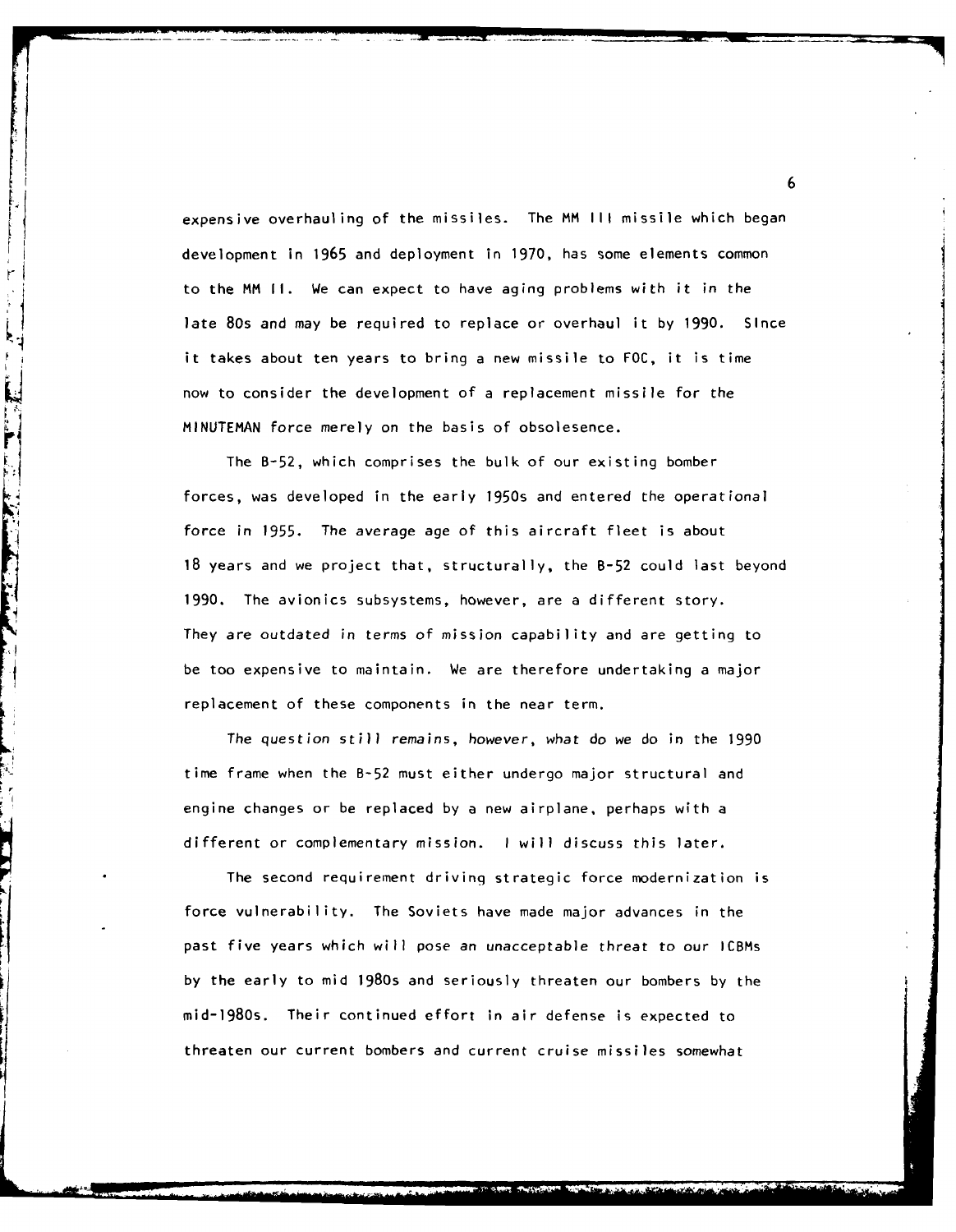expensive overhauling of the missiles. The MM III missile which began development in 1965 and deployment in 1970, has some elements common to the MM II. We can expect to have aging problems with it in the late 80s and may be required to replace or overhaul it by 1990. Since it takes about ten years to bring a new missile to FOC, it is time now to consider the development of a replacement missile for the MINUTEMAN force merely on the basis of obsolesence.

The B-52, which comprises the bulk of our existing bomber forces, was developed in the early 1950s and entered the operational force in 1955. The average age of this aircraft fleet is about 18 years and we project that, structurally, the B-52 could last beyond 1990. The avionics subsystems, however, are a different story. They are outdated in terms of mission capability and are getting to be too expensive to maintain. We are therefore undertaking a major replacement of these components in the near term.

The question still remains, however, what do we do in the 1990 time frame when the B-52 must either undergo major structural and engine changes or be replaced by a new airplane, perhaps with a different or complementary mission. I will discuss this later.

The second requirement driving strategic force modernization is force vulnerability. The Soviets have made major advances in the past five years which will pose an unacceptable threat to our ICBMs by the early to mid 1980s and seriously threaten our bombers by the mid-1980s. Their continued effort in air defense is expected to threaten our current bombers and current cruise missiles somewhat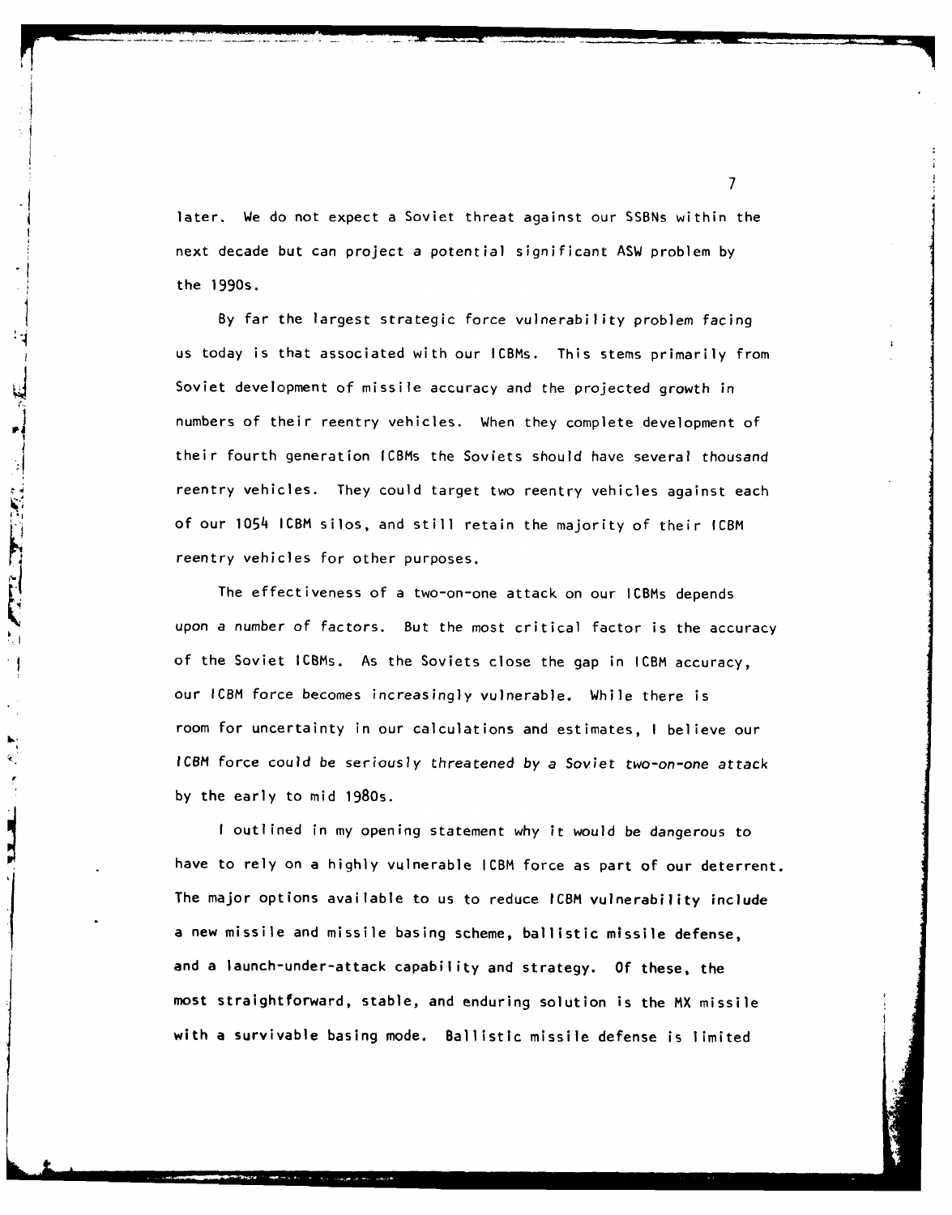later. We do not expect a Soviet threat against our SSBNs within the next decade but can project a potential significant ASW problem by the 1990s.

By far the largest strategic force vulnerability problem facing us today is that associated with our ICBMs. This stems primarily from Soviet development of missile accuracy and the projected growth in numbers of their reentry vehicles. When they complete development of their fourth generation ICBMs the Soviets should have several thousand reentry vehicles. They could target two reentry vehicles against each of our 1054 ICBM silos, and still retain the majority of their ICBM reentry vehicles for other purposes.

The effectiveness of a two-on-one attack on our ICBMs depends upon a number of factors. But the most critical factor is the accuracy of the Soviet ICBMs. As the Soviets close the gap in ICBM accuracy, our ICBM force becomes increasingly vulnerable. While there is room for uncertainty in our calculations and estimates, I believe our ICBM force could be seriously threatened by a Soviet two-on-one attack by the early to mid 1980s.

I outlined in my opening statement why it would be dangerous to have to rely on a highly vulnerable ICBM force as part of our deterrent. The major options available to us to reduce ICBM vulnerability include a new missile and missile basing scheme, ballistic missile defense, and a launch-under-attack capability and strategy. Of these, the most straightforward, stable, and enduring solution is the MX missile with a survivable basing mode. Ballistic missile defense is limited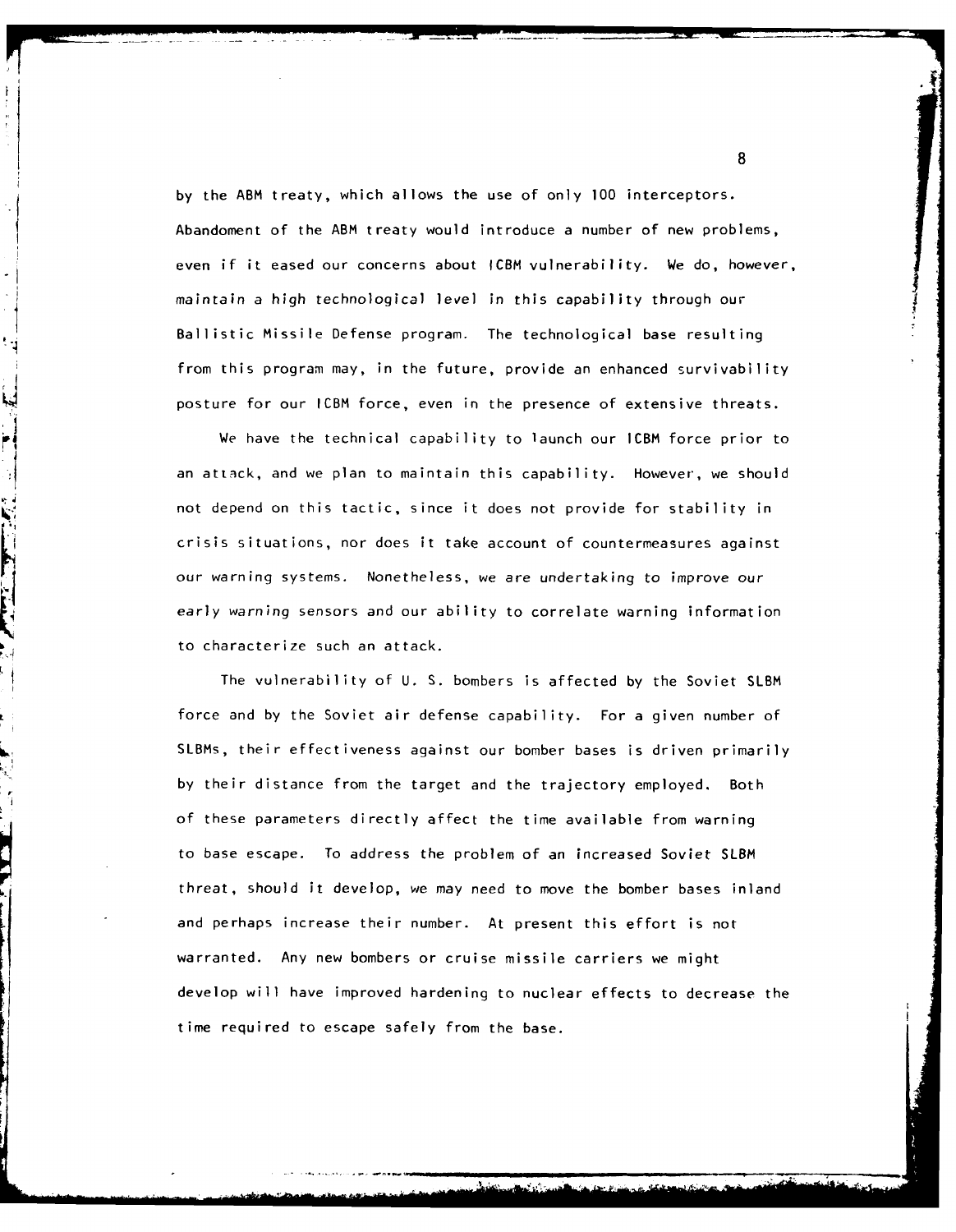by the ABM treaty, which allows the use of only 100 interceptors. Abandoment of the ABM treaty would introduce a number of new problems, even if it eased our concerns about ICBM vulnerability. We do, however, maintain a high technological level in this capability through our Ballistic Missile Defense program. The technological base resulting from this program may, in the future, provide an enhanced survivability posture for our ICBM force, even in the presence of extensive threats.

We have the technical capability to launch our ICBM force prior to an attack, and we plan to maintain this capability. However, we should not depend on this tactic, since it does not provide for stability in crisis situations, nor does it take account of countermeasures against our warning systems. Nonetheless, we are undertaking to improve our early warning sensors and our ability to correlate warning information to characterize such an attack.

The vulnerability of U. S. bombers is affected by the Soviet SLBM force and by the Soviet air defense capability. For a given number of SLBMs, their effectiveness against our bomber bases is driven primarily by their distance from the target and the trajectory employed. Both of these parameters directly affect the time available from warning to base escape. To address the problem of an increased Soviet SLBM threat, should it develop, we may need to move the bomber bases inland and perhaps increase their number. At present this effort is not warranted. Any new bombers or cruise missile carriers we might develop will have improved hardening to nuclear effects to decrease the time required to escape safely from the base.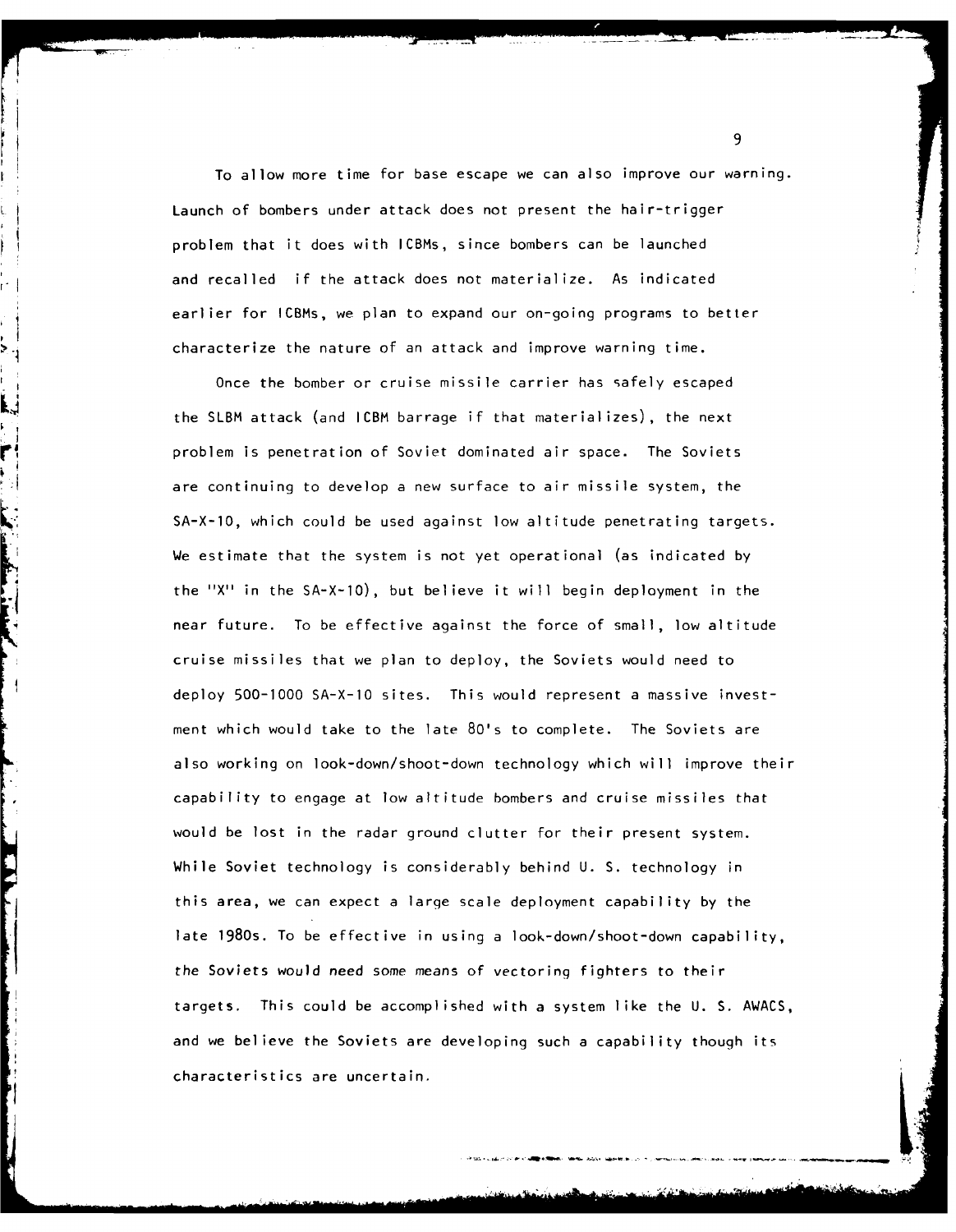To allow more time for base escape we can also improve our warning. Launch of bombers under attack does not present the hair-trigger problem that it does with ICBMs, since bombers can be launched and recalled if the attack does not materialize. As indicated earlier for ICBMs, we plan to expand our on-going programs to better characterize the nature of an attack and improve warning time.

Once the bomber or cruise missile carrier has safely escaped the SLBM attack (and ICBM barrage if that materializes), the next problem is penetration of Soviet dominated air space. The Soviets are continuing to develop a new surface to air missile system, the SA-X-10, which could be used against low altitude penetrating targets. We estimate that the system is not yet operational (as indicated by the "X" in the SA-X-10), but believe it will begin deployment in the near future. To be effective against the force of small, low altitude cruise missiles that we plan to deploy, the Soviets would need to deploy 500-1000 SA-X-10 sites. This would represent a massive investment which would take to the late 80's to complete. The Soviets are also working on look-down/shoot-down technology which will improve their capability to engage at low altitude bombers and cruise missiles that would be lost in the radar ground clutter for their present system. While Soviet technology is considerably behind U. S. technology in this area, we can expect a large scale deployment capability by the late 1980s. To be effective in using a look-down/shoot-down capability, the Soviets would need some means of vectoring fighters to their targets. This could be accomplished with a system like the U. S. AWACS, and we believe the Soviets are developing such a capability though its characteristics are uncertain.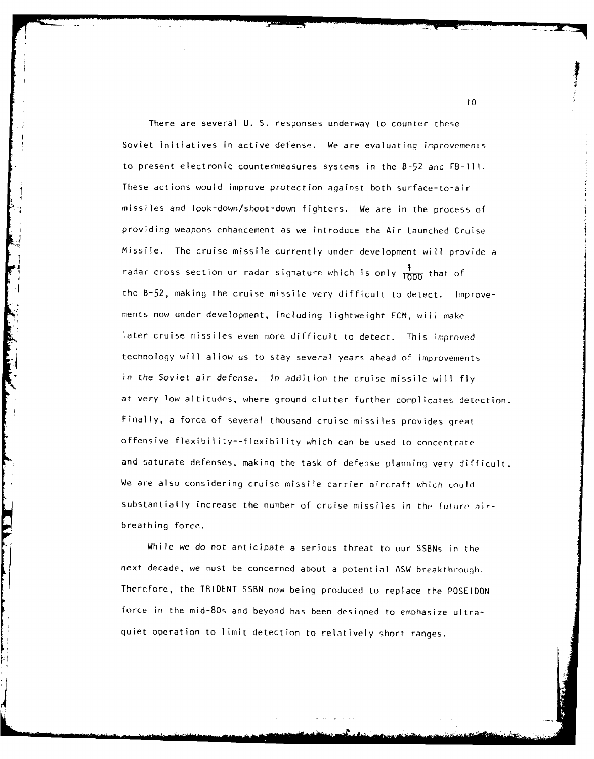There are several U. S. responses underway to counter these Soviet initiatives in active defense. We are evaluating improvements to present electronic countermeasures systems in the B-52 and FB-111. These actions would improve protection against both surface-to-air missiles and look-down/shoot-down fighters. We are in the process of providing weapons enhancement as we introduce the Air Launched Cruise Missile. The cruise missile currently under development will provide a radar cross section or radar signature which is only $\frac{1}{1000}$ that of the B-52, making the cruise missile very difficult to detect. Improvements now under development, including lightweight ECM, will make later cruise missiles even more difficult to detect. This improved technology will allow us to stay several years ahead of improvements in the Soviet air defense. In addition the cruise missile will fly at very low altitudes, where ground clutter further complicates detection. Finally, a force of several thousand cruise missiles provides great offensive flexibility--flexibility which can be used to concentrate and saturate defenses, making the task of defense planning very difficult. We are also considering cruise missile carrier aircraft which could substantially increase the number of cruise missiles in the future air-breathing force.

While we do not anticipate a serious threat to our SSBNs in the next decade, we must be concerned about a potential ASW breakthrough. Therefore, the TRIDENT SSBN now being produced to replace the POSEIDON force in the mid-80s and beyond has been designed to emphasize ultra-quiet operation to limit detection to relatively short ranges.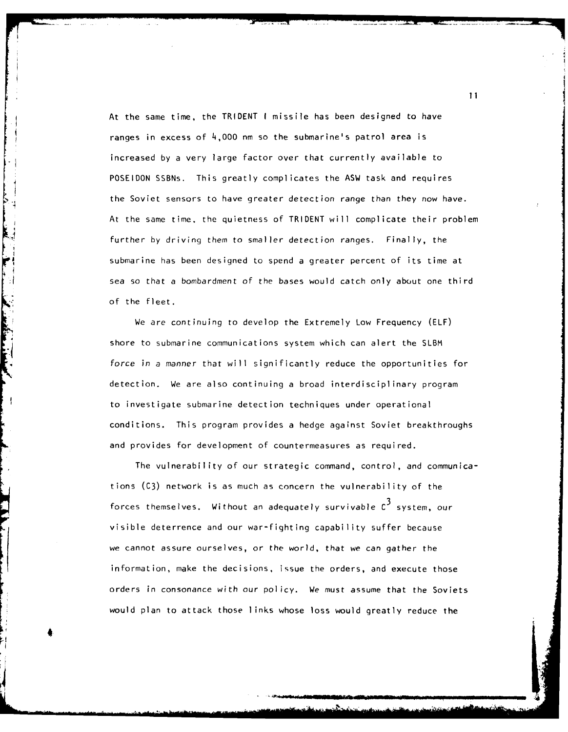At the same time, the TRIDENT I missile has been designed to have ranges in excess of 4,000 nm so the submarine's patrol area is increased by a very large factor over that currently available to POSEIDON SSBNs. This greatly complicates the ASW task and requires the Soviet sensors to have greater detection range than they now have. At the same time, the quietness of TRIDENT will complicate their problem further by driving them to smaller detection ranges. Finally, the submarine has been designed to spend a greater percent of its time at sea so that a bombardment of the bases would catch only about one third of the fleet.

We are continuing to develop the Extremely Low Frequency (ELF) shore to submarine communications system which can alert the SLBM force in a manner that will significantly reduce the opportunities for detection. We are also continuing a broad interdisciplinary program to investigate submarine detection techniques under operational conditions. This program provides a hedge against Soviet breakthroughs and provides for development of countermeasures as required.

The vulnerability of our strategic command, control, and communications (C3) network is as much as concern the vulnerability of the forces themselves. Without an adequately survivable $C^3$ system, our visible deterrence and our war-fighting capability suffer because we cannot assure ourselves, or the world, that we can gather the information, make the decisions, issue the orders, and execute those orders in consonance with our policy. We must assume that the Soviets would plan to attack those links whose loss would greatly reduce the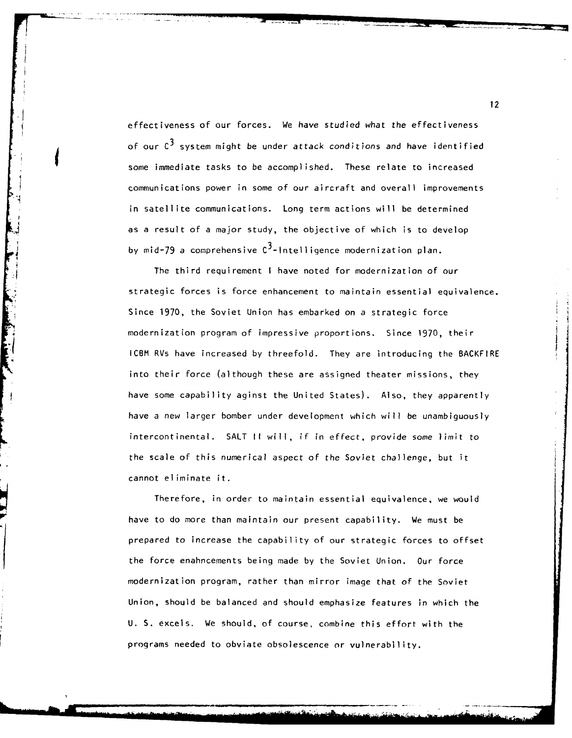effectiveness of our forces. We have studied what the effectiveness of our $C^3$ system might be under attack conditions and have identified some immediate tasks to be accomplished. These relate to increased communications power in some of our aircraft and overall improvements in satellite communications. Long term actions will be determined as a result of a major study, the objective of which is to develop by mid-79 a comprehensive $C^3$-Intelligence modernization plan.

The third requirement I have noted for modernization of our strategic forces is force enhancement to maintain essential equivalence. Since 1970, the Soviet Union has embarked on a strategic force modernization program of impressive proportions. Since 1970, their ICBM RVs have increased by threefold. They are introducing the BACKFIRE into their force (although these are assigned theater missions, they have some capability aginst the United States). Also, they apparently have a new larger bomber under development which will be unambiguously intercontinental. SALT II will, if in effect, provide some limit to the scale of this numerical aspect of the Soviet challenge, but it cannot eliminate it.

Therefore, in order to maintain essential equivalence, we would have to do more than maintain our present capability. We must be prepared to increase the capability of our strategic forces to offset the force enahncements being made by the Soviet Union. Our force modernization program, rather than mirror image that of the Soviet Union, should be balanced and should emphasize features in which the U. S. excels. We should, of course, combine this effort with the programs needed to obviate obsolescence or vulnerability.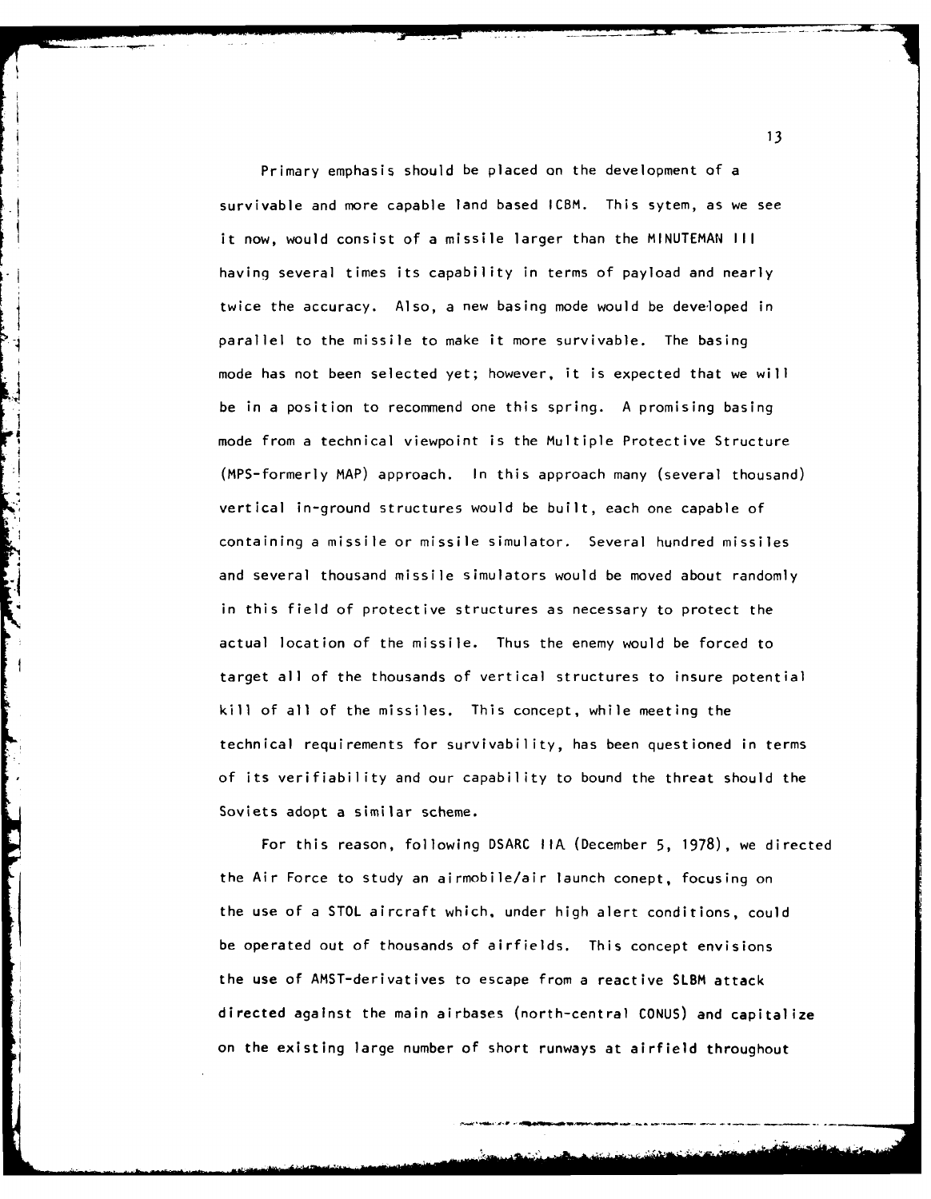Primary emphasis should be placed on the development of a survivable and more capable land based ICBM. This sytem, as we see it now, would consist of a missile larger than the MINUTEMAN III having several times its capability in terms of payload and nearly twice the accuracy. Also, a new basing mode would be developed in parallel to the missile to make it more survivable. The basing mode has not been selected yet; however, it is expected that we will be in a position to recommend one this spring. A promising basing mode from a technical viewpoint is the Multiple Protective Structure (MPS-formerly MAP) approach. In this approach many (several thousand) vertical in-ground structures would be built, each one capable of containing a missile or missile simulator. Several hundred missiles and several thousand missile simulators would be moved about randomly in this field of protective structures as necessary to protect the actual location of the missile. Thus the enemy would be forced to target all of the thousands of vertical structures to insure potential kill of all of the missiles. This concept, while meeting the technical requirements for survivability, has been questioned in terms of its verifiability and our capability to bound the threat should the Soviets adopt a similar scheme.

For this reason, following DSARC IIA (December 5, 1978), we directed the Air Force to study an airmobile/air launch conept, focusing on the use of a STOL aircraft which, under high alert conditions, could be operated out of thousands of airfields. This concept envisions the use of AMST-derivatives to escape from a reactive SLBM attack directed against the main airbases (north-central CONUS) and capitalize on the existing large number of short runways at airfield throughout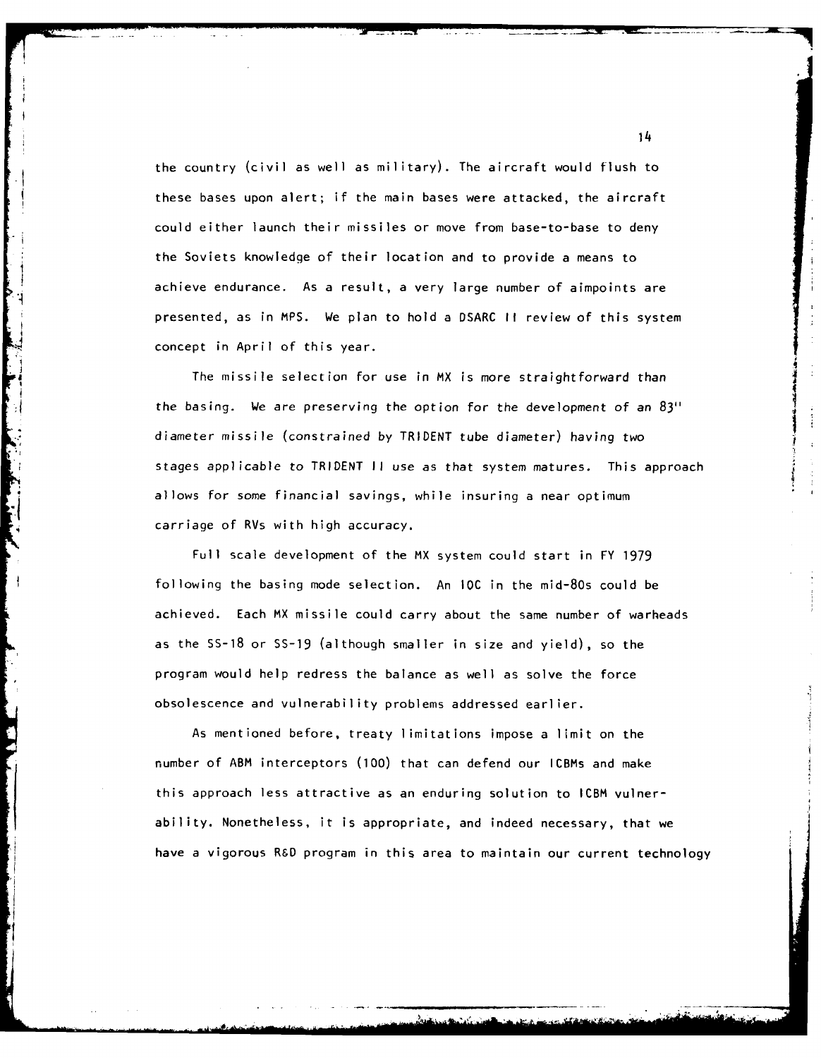the country (civil as well as military). The aircraft would flush to these bases upon alert; if the main bases were attacked, the aircraft could either launch their missiles or move from base-to-base to deny the Soviets knowledge of their location and to provide a means to achieve endurance. As a result, a very large number of aimpoints are presented, as in MPS. We plan to hold a DSARC II review of this system concept in April of this year.

The missile selection for use in MX is more straightforward than the basing. We are preserving the option for the development of an 83" diameter missile (constrained by TRIDENT tube diameter) having two stages applicable to TRIDENT II use as that system matures. This approach allows for some financial savings, while insuring a near optimum carriage of RVs with high accuracy.

Full scale development of the MX system could start in FY 1979 following the basing mode selection. An IOC in the mid-80s could be achieved. Each MX missile could carry about the same number of warheads as the SS-18 or SS-19 (although smaller in size and yield), so the program would help redress the balance as well as solve the force obsolescence and vulnerability problems addressed earlier.

As mentioned before, treaty limitations impose a limit on the number of ABM interceptors (100) that can defend our ICBMs and make this approach less attractive as an enduring solution to ICBM vulnerability. Nonetheless, it is appropriate, and indeed necessary, that we have a vigorous R&D program in this area to maintain our current technology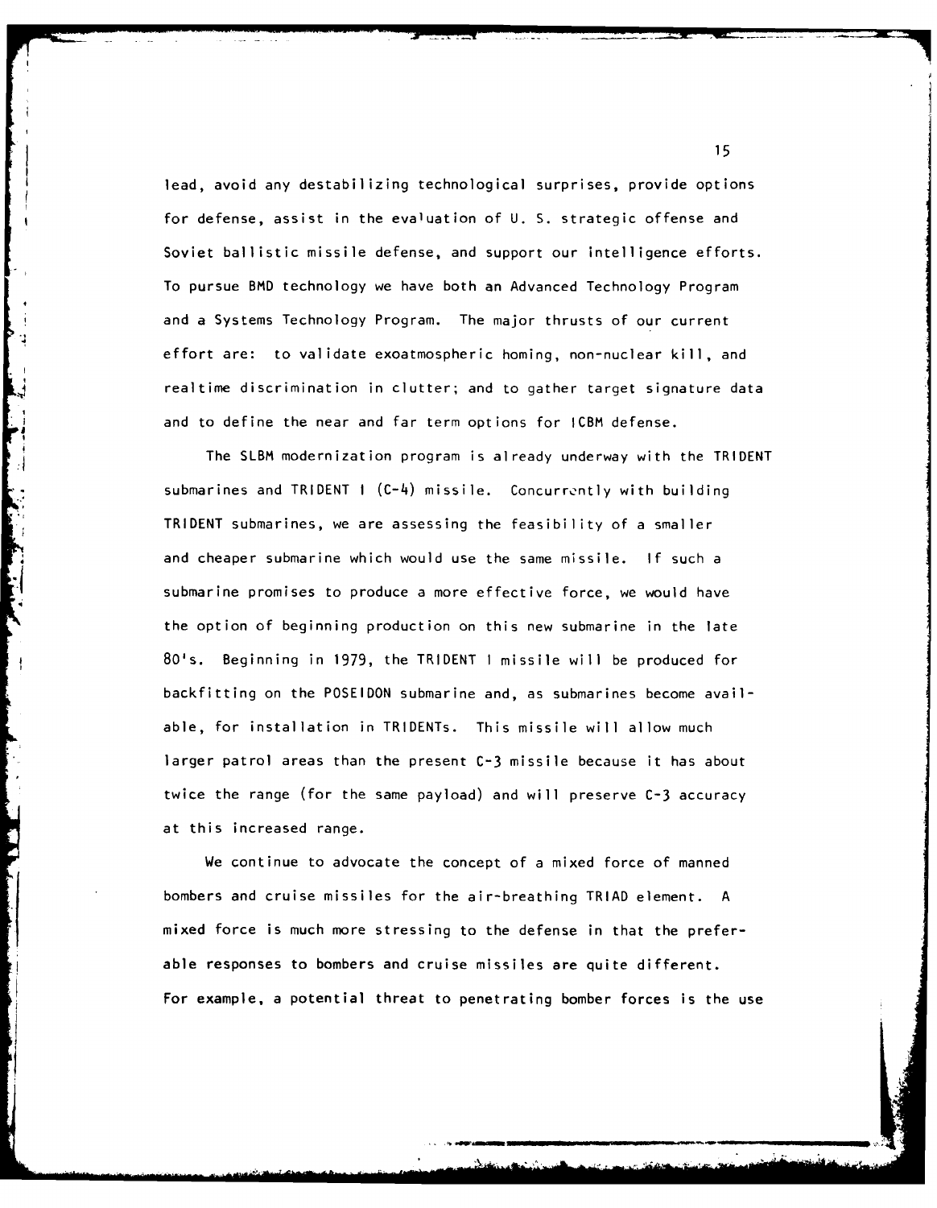lead, avoid any destabilizing technological surprises, provide options for defense, assist in the evaluation of U. S. strategic offense and Soviet ballistic missile defense, and support our intelligence efforts. To pursue BMD technology we have both an Advanced Technology Program and a Systems Technology Program. The major thrusts of our current effort are: to validate exoatmospheric homing, non-nuclear kill, and realtime discrimination in clutter; and to gather target signature data and to define the near and far term options for ICBM defense.

The SLBM modernization program is already underway with the TRIDENT submarines and TRIDENT I (C-4) missile. Concurrently with building TRIDENT submarines, we are assessing the feasibility of a smaller and cheaper submarine which would use the same missile. If such a submarine promises to produce a more effective force, we would have the option of beginning production on this new submarine in the late 80's. Beginning in 1979, the TRIDENT I missile will be produced for backfitting on the POSEIDON submarine and, as submarines become available, for installation in TRIDENTs. This missile will allow much larger patrol areas than the present C-3 missile because it has about twice the range (for the same payload) and will preserve C-3 accuracy at this increased range.

We continue to advocate the concept of a mixed force of manned bombers and cruise missiles for the air-breathing TRIAD element. A mixed force is much more stressing to the defense in that the preferable responses to bombers and cruise missiles are quite different. For example, a potential threat to penetrating bomber forces is the use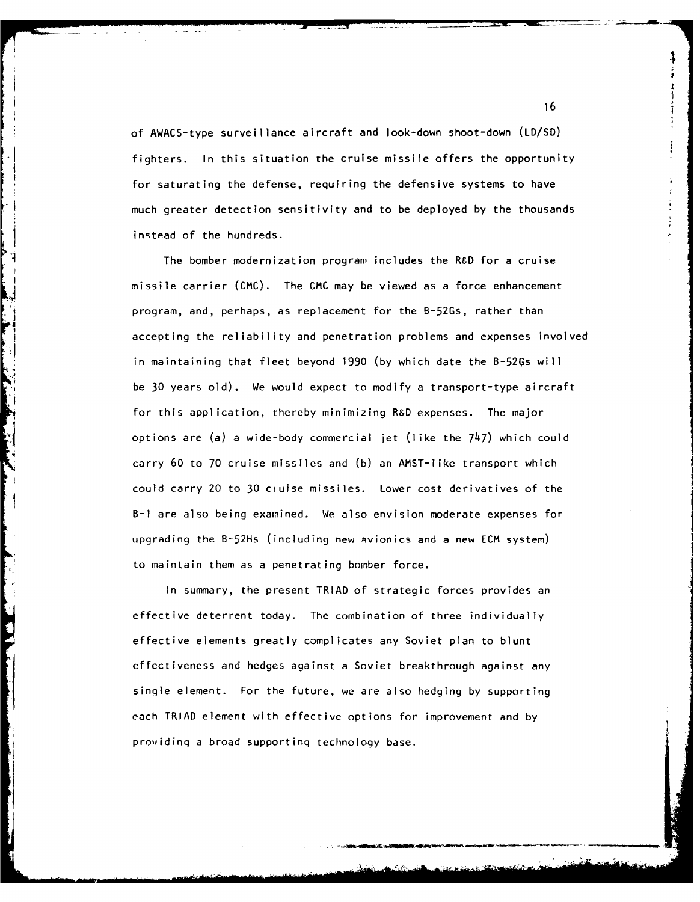of AWACS-type surveillance aircraft and look-down shoot-down (LD/SD) fighters. In this situation the cruise missile offers the opportunity for saturating the defense, requiring the defensive systems to have much greater detection sensitivity and to be deployed by the thousands instead of the hundreds.

The bomber modernization program includes the R&D for a cruise missile carrier (CMC). The CMC may be viewed as a force enhancement program, and, perhaps, as replacement for the B-52Gs, rather than accepting the reliability and penetration problems and expenses involved in maintaining that fleet beyond 1990 (by which date the B-52Gs will be 30 years old). We would expect to modify a transport-type aircraft for this application, thereby minimizing R&D expenses. The major options are (a) a wide-body commercial jet (like the 747) which could carry 60 to 70 cruise missiles and (b) an AMST-like transport which could carry 20 to 30 cruise missiles. Lower cost derivatives of the B-1 are also being examined. We also envision moderate expenses for upgrading the B-52Hs (including new avionics and a new ECM system) to maintain them as a penetrating bomber force.

In summary, the present TRIAD of strategic forces provides an effective deterrent today. The combination of three individually effective elements greatly complicates any Soviet plan to blunt effectiveness and hedges against a Soviet breakthrough against any single element. For the future, we are also hedging by supporting each TRIAD element with effective options for improvement and by providing a broad supporting technology base.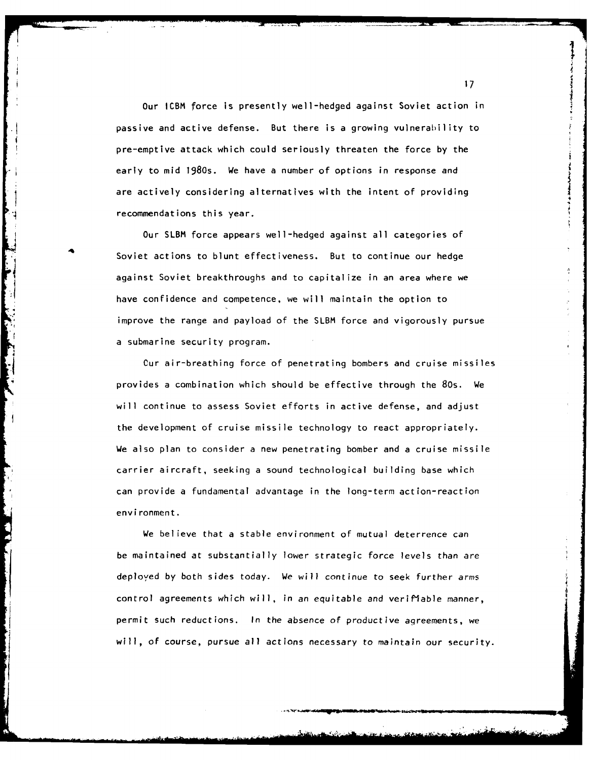Our ICBM force is presently well-hedged against Soviet action in passive and active defense. But there is a growing vulnerability to pre-emptive attack which could seriously threaten the force by the early to mid 1980s. We have a number of options in response and are actively considering alternatives with the intent of providing recommendations this year.

Our SLBM force appears well-hedged against all categories of Soviet actions to blunt effectiveness. But to continue our hedge against Soviet breakthroughs and to capitalize in an area where we have confidence and competence, we will maintain the option to improve the range and payload of the SLBM force and vigorously pursue a submarine security program.

Our air-breathing force of penetrating bombers and cruise missiles provides a combination which should be effective through the 80s. We will continue to assess Soviet efforts in active defense, and adjust the development of cruise missile technology to react appropriately. We also plan to consider a new penetrating bomber and a cruise missile carrier aircraft, seeking a sound technological building base which can provide a fundamental advantage in the long-term action-reaction environment.

We believe that a stable environment of mutual deterrence can be maintained at substantially lower strategic force levels than are deployed by both sides today. We will continue to seek further arms control agreements which will, in an equitable and verifiable manner, permit such reductions. In the absence of productive agreements, we will, of course, pursue all actions necessary to maintain our security.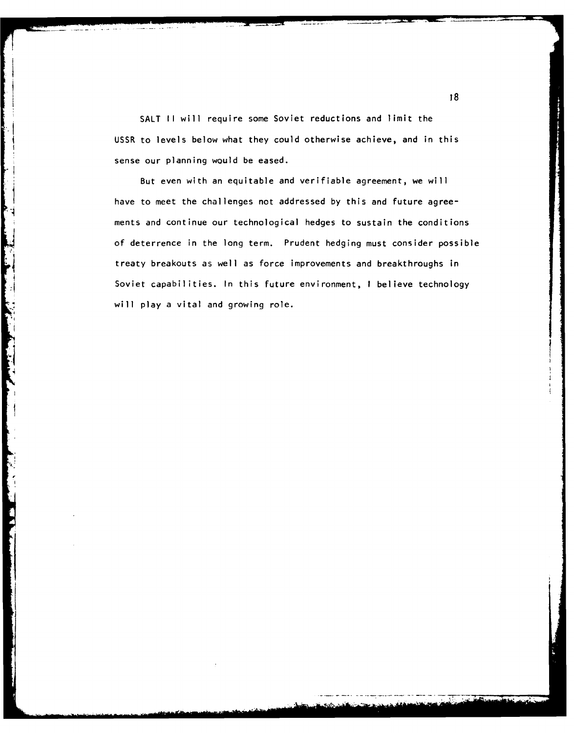SALT II will require some Soviet reductions and limit the USSR to levels below what they could otherwise achieve, and in this sense our planning would be eased.

But even with an equitable and verifiable agreement, we will have to meet the challenges not addressed by this and future agreements and continue our technological hedges to sustain the conditions of deterrence in the long term. Prudent hedging must consider possible treaty breakouts as well as force improvements and breakthroughs in Soviet capabilities. In this future environment, I believe technology will play a vital and growing role.